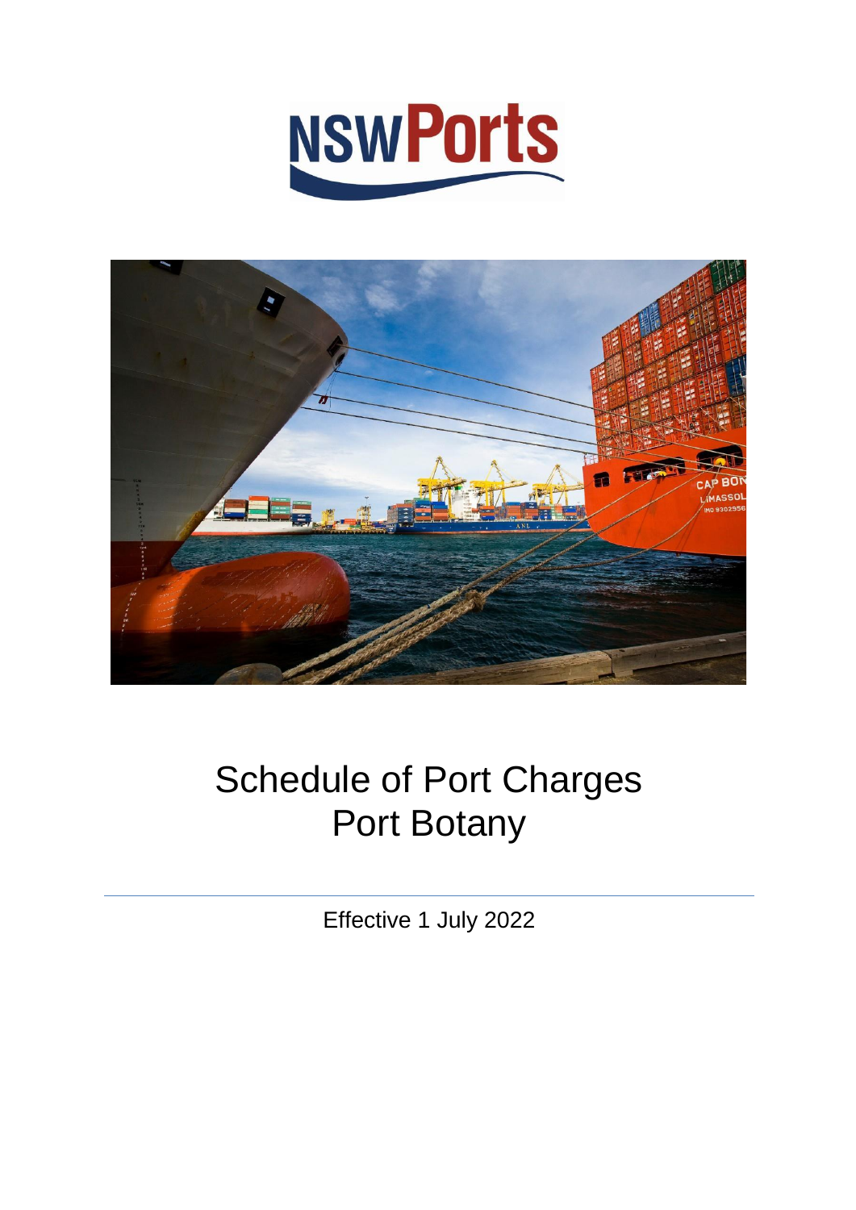# Schedule of Port Charges
# Port Botany

Effective 1 July 2022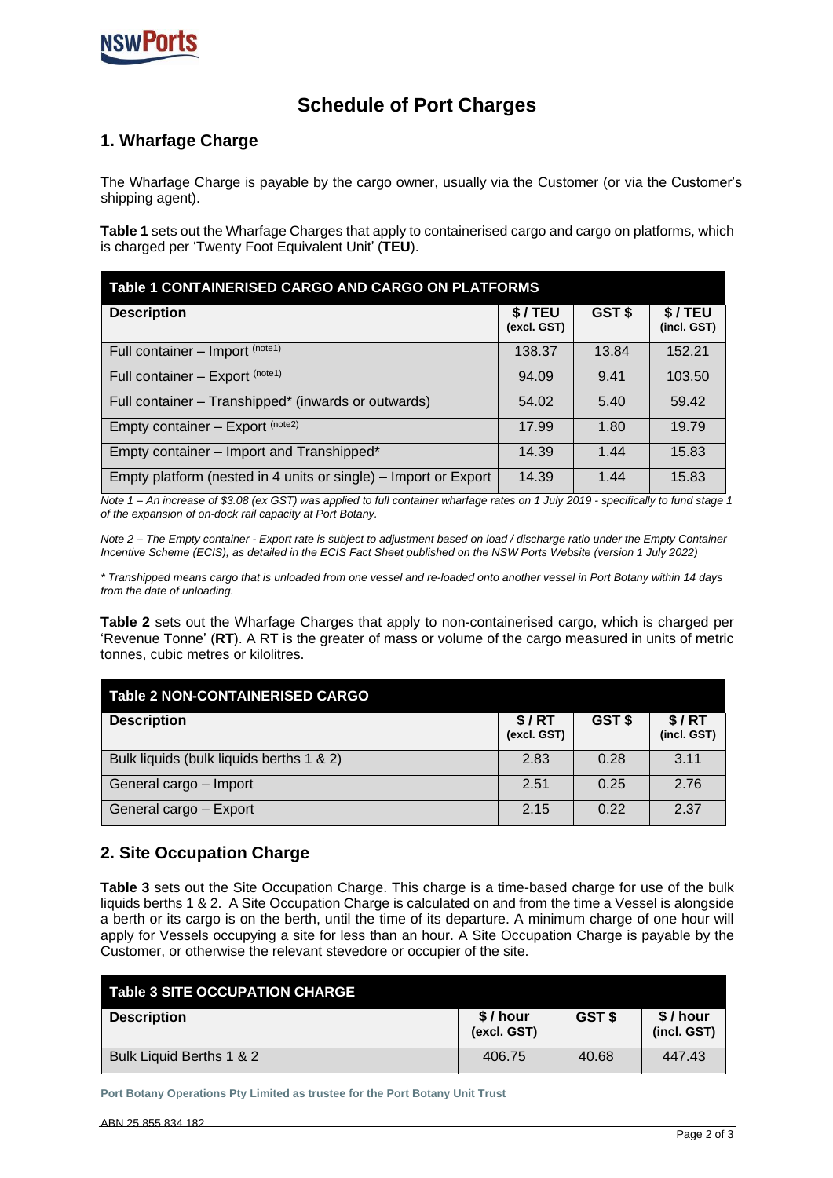# Schedule of Port Charges

## 1. Wharfage Charge

The Wharfage Charge is payable by the cargo owner, usually via the Customer (or via the Customer's shipping agent).

**Table 1** sets out the Wharfage Charges that apply to containerised cargo and cargo on platforms, which is charged per 'Twenty Foot Equivalent Unit' (**TEU**).

**Table 1 CONTAINERISED CARGO AND CARGO ON PLATFORMS**

| Description | $ / TEU (excl. GST) | GST $ | $ / TEU (incl. GST) |
|---|---|---|---|
| Full container – Import (note1) | 138.37 | 13.84 | 152.21 |
| Full container – Export (note1) | 94.09 | 9.41 | 103.50 |
| Full container – Transhipped* (inwards or outwards) | 54.02 | 5.40 | 59.42 |
| Empty container – Export (note2) | 17.99 | 1.80 | 19.79 |
| Empty container – Import and Transhipped* | 14.39 | 1.44 | 15.83 |
| Empty platform (nested in 4 units or single) – Import or Export | 14.39 | 1.44 | 15.83 |

*Note 1 – An increase of $3.08 (ex GST) was applied to full container wharfage rates on 1 July 2019 - specifically to fund stage 1 of the expansion of on-dock rail capacity at Port Botany.*

*Note 2 – The Empty container - Export rate is subject to adjustment based on load / discharge ratio under the Empty Container Incentive Scheme (ECIS), as detailed in the ECIS Fact Sheet published on the NSW Ports Website (version 1 July 2022)*

*\* Transhipped means cargo that is unloaded from one vessel and re-loaded onto another vessel in Port Botany within 14 days from the date of unloading.*

**Table 2** sets out the Wharfage Charges that apply to non-containerised cargo, which is charged per 'Revenue Tonne' (**RT**). A RT is the greater of mass or volume of the cargo measured in units of metric tonnes, cubic metres or kilolitres.

**Table 2 NON-CONTAINERISED CARGO**

| Description | $ / RT (excl. GST) | GST $ | $ / RT (incl. GST) |
|---|---|---|---|
| Bulk liquids (bulk liquids berths 1 & 2) | 2.83 | 0.28 | 3.11 |
| General cargo – Import | 2.51 | 0.25 | 2.76 |
| General cargo – Export | 2.15 | 0.22 | 2.37 |

## 2. Site Occupation Charge

**Table 3** sets out the Site Occupation Charge. This charge is a time-based charge for use of the bulk liquids berths 1 & 2. A Site Occupation Charge is calculated on and from the time a Vessel is alongside a berth or its cargo is on the berth, until the time of its departure. A minimum charge of one hour will apply for Vessels occupying a site for less than an hour. A Site Occupation Charge is payable by the Customer, or otherwise the relevant stevedore or occupier of the site.

**Table 3 SITE OCCUPATION CHARGE**

| Description | $ / hour (excl. GST) | GST $ | $ / hour (incl. GST) |
|---|---|---|---|
| Bulk Liquid Berths 1 & 2 | 406.75 | 40.68 | 447.43 |

Port Botany Operations Pty Limited as trustee for the Port Botany Unit Trust

ABN 25 855 834 182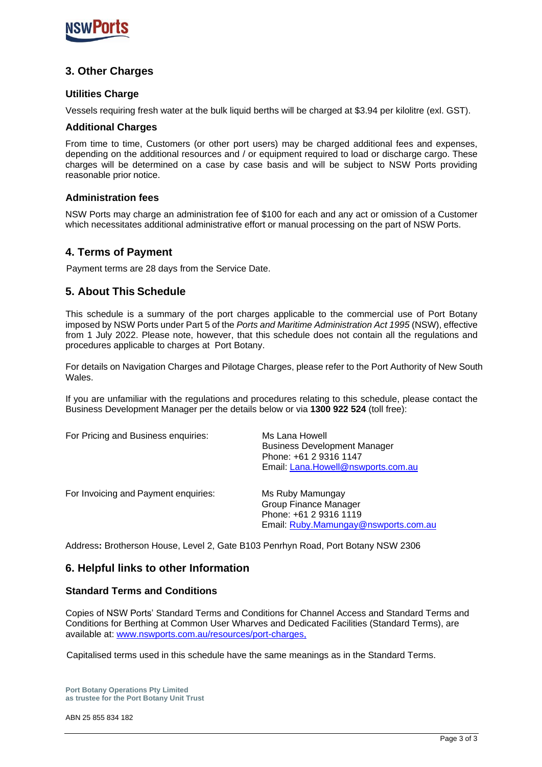## 3. Other Charges

### Utilities Charge

Vessels requiring fresh water at the bulk liquid berths will be charged at $3.94 per kilolitre (exl. GST).

### Additional Charges

From time to time, Customers (or other port users) may be charged additional fees and expenses, depending on the additional resources and / or equipment required to load or discharge cargo. These charges will be determined on a case by case basis and will be subject to NSW Ports providing reasonable prior notice.

### Administration fees

NSW Ports may charge an administration fee of $100 for each and any act or omission of a Customer which necessitates additional administrative effort or manual processing on the part of NSW Ports.

## 4. Terms of Payment

Payment terms are 28 days from the Service Date.

## 5. About This Schedule

This schedule is a summary of the port charges applicable to the commercial use of Port Botany imposed by NSW Ports under Part 5 of the *Ports and Maritime Administration Act 1995* (NSW), effective from 1 July 2022. Please note, however, that this schedule does not contain all the regulations and procedures applicable to charges at Port Botany.

For details on Navigation Charges and Pilotage Charges, please refer to the Port Authority of New South Wales.

If you are unfamiliar with the regulations and procedures relating to this schedule, please contact the Business Development Manager per the details below or via **1300 922 524** (toll free):

| | |
|---|---|
| For Pricing and Business enquiries: | Ms Lana Howell<br>Business Development Manager<br>Phone: +61 2 9316 1147<br>Email: Lana.Howell@nswports.com.au |
| For Invoicing and Payment enquiries: | Ms Ruby Mamungay<br>Group Finance Manager<br>Phone: +61 2 9316 1119<br>Email: Ruby.Mamungay@nswports.com.au |

Address**:** Brotherson House, Level 2, Gate B103 Penrhyn Road, Port Botany NSW 2306

## 6. Helpful links to other Information

### Standard Terms and Conditions

Copies of NSW Ports' Standard Terms and Conditions for Channel Access and Standard Terms and Conditions for Berthing at Common User Wharves and Dedicated Facilities (Standard Terms), are available at: www.nswports.com.au/resources/port-charges,

Capitalised terms used in this schedule have the same meanings as in the Standard Terms.

**Port Botany Operations Pty Limited**
**as trustee for the Port Botany Unit Trust**

ABN 25 855 834 182